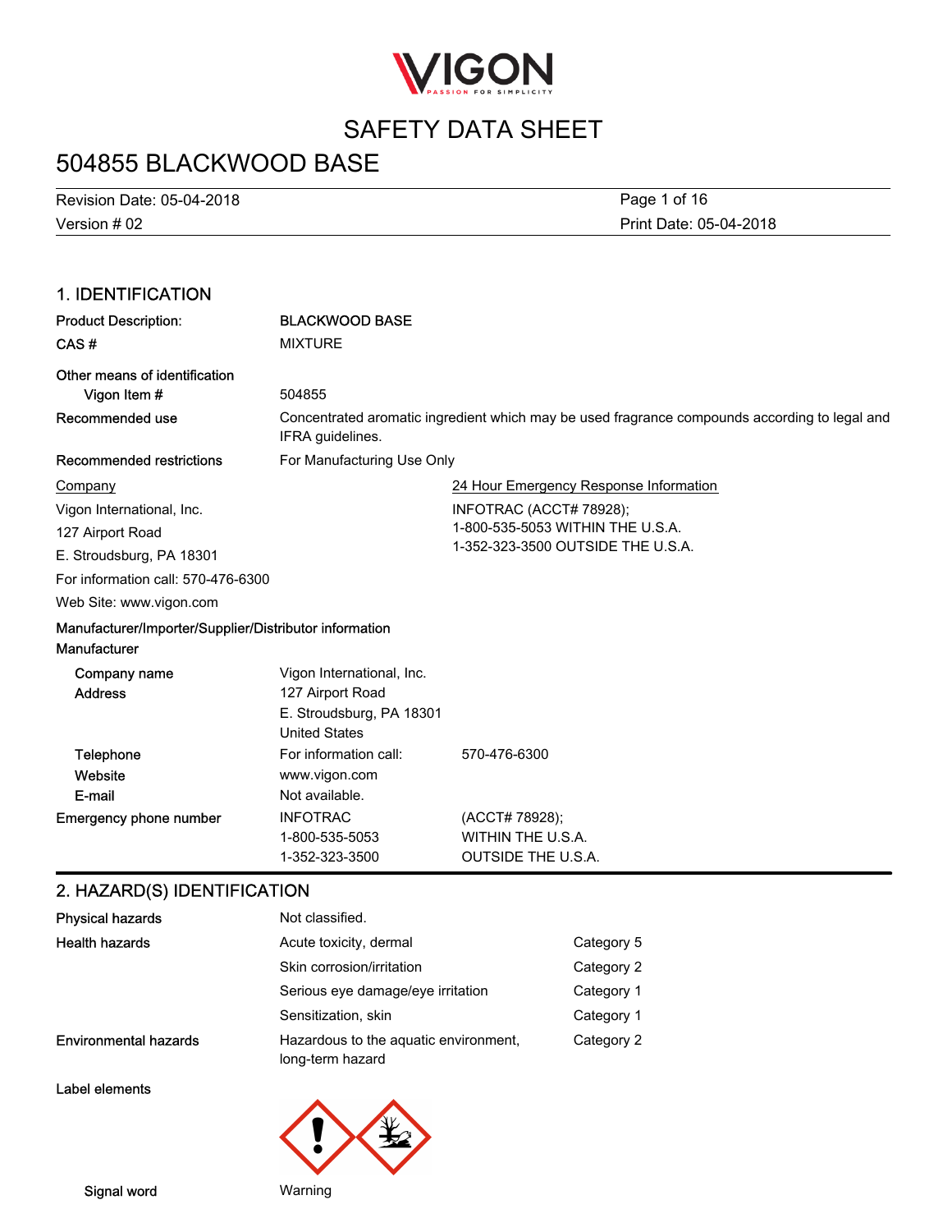VIGON

PASSION FOR SIMPLICITY

# SAFETY DATA SHEET

# 504855 BLACKWOOD BASE

Revision Date: 05-04-2018

Version # 02

Print Date: 05-04-2018

## 1. IDENTIFICATION

| | |
|---|---|
| **Product Description:** | **BLACKWOOD BASE** |
| **CAS #** | MIXTURE |
| **Other means of identification** | |
| **Vigon Item #** | 504855 |
| **Recommended use** | Concentrated aromatic ingredient which may be used fragrance compounds according to legal and IFRA guidelines. |
| **Recommended restrictions** | For Manufacturing Use Only |

| Company | 24 Hour Emergency Response Information |
|---|---|
| Vigon International, Inc.<br>127 Airport Road<br>E. Stroudsburg, PA 18301<br>For information call: 570-476-6300<br>Web Site: www.vigon.com | INFOTRAC (ACCT# 78928);<br>1-800-535-5053 WITHIN THE U.S.A.<br>1-352-323-3500 OUTSIDE THE U.S.A. |

**Manufacturer/Importer/Supplier/Distributor information**

**Manufacturer**

| | | |
|---|---|---|
| **Company name** | Vigon International, Inc. | |
| **Address** | 127 Airport Road<br>E. Stroudsburg, PA 18301<br>United States | |
| **Telephone** | For information call: | 570-476-6300 |
| **Website** | www.vigon.com | |
| **E-mail** | Not available. | |
| **Emergency phone number** | INFOTRAC<br>1-800-535-5053<br>1-352-323-3500 | (ACCT# 78928);<br>WITHIN THE U.S.A.<br>OUTSIDE THE U.S.A. |

## 2. HAZARD(S) IDENTIFICATION

| | | |
|---|---|---|
| **Physical hazards** | Not classified. | |
| **Health hazards** | Acute toxicity, dermal | Category 5 |
| | Skin corrosion/irritation | Category 2 |
| | Serious eye damage/eye irritation | Category 1 |
| | Sensitization, skin | Category 1 |
| **Environmental hazards** | Hazardous to the aquatic environment, long-term hazard | Category 2 |

**Label elements**

**Signal word** Warning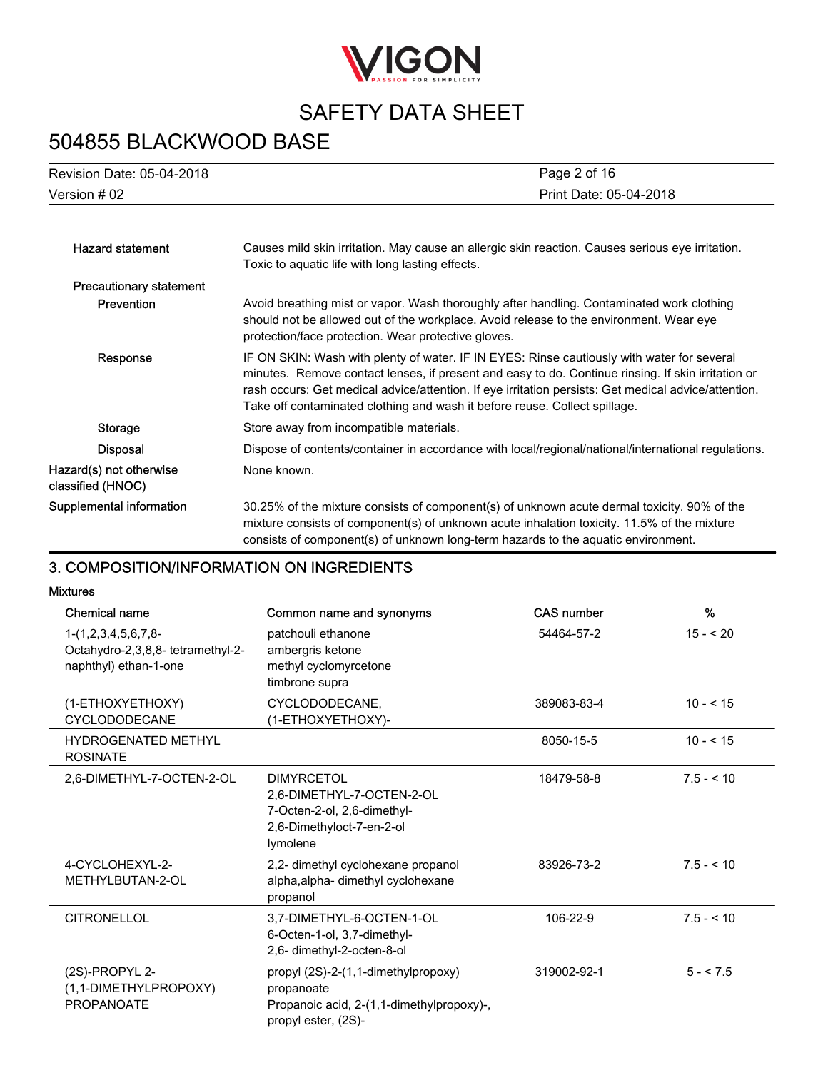| | |
|---|---|
| **Hazard statement** | Causes mild skin irritation. May cause an allergic skin reaction. Causes serious eye irritation. Toxic to aquatic life with long lasting effects. |
| **Precautionary statement** | |
| **Prevention** | Avoid breathing mist or vapor. Wash thoroughly after handling. Contaminated work clothing should not be allowed out of the workplace. Avoid release to the environment. Wear eye protection/face protection. Wear protective gloves. |
| **Response** | IF ON SKIN: Wash with plenty of water. IF IN EYES: Rinse cautiously with water for several minutes. Remove contact lenses, if present and easy to do. Continue rinsing. If skin irritation or rash occurs: Get medical advice/attention. If eye irritation persists: Get medical advice/attention. Take off contaminated clothing and wash it before reuse. Collect spillage. |
| **Storage** | Store away from incompatible materials. |
| **Disposal** | Dispose of contents/container in accordance with local/regional/national/international regulations. |
| **Hazard(s) not otherwise classified (HNOC)** | None known. |
| **Supplemental information** | 30.25% of the mixture consists of component(s) of unknown acute dermal toxicity. 90% of the mixture consists of component(s) of unknown acute inhalation toxicity. 11.5% of the mixture consists of component(s) of unknown long-term hazards to the aquatic environment. |

## 3. COMPOSITION/INFORMATION ON INGREDIENTS

**Mixtures**

| Chemical name | Common name and synonyms | CAS number | % |
|---|---|---|---|
| 1-(1,2,3,4,5,6,7,8-Octahydro-2,3,8,8- tetramethyl-2-naphthyl) ethan-1-one | patchouli ethanone<br>ambergris ketone<br>methyl cyclomyrcetone<br>timbrone supra | 54464-57-2 | 15 - < 20 |
| (1-ETHOXYETHOXY) CYCLODODECANE | CYCLODODECANE, (1-ETHOXYETHOXY)- | 389083-83-4 | 10 - < 15 |
| HYDROGENATED METHYL ROSINATE | | 8050-15-5 | 10 - < 15 |
| 2,6-DIMETHYL-7-OCTEN-2-OL | DIMYRCETOL<br>2,6-DIMETHYL-7-OCTEN-2-OL<br>7-Octen-2-ol, 2,6-dimethyl-<br>2,6-Dimethyloct-7-en-2-ol<br>lymolene | 18479-58-8 | 7.5 - < 10 |
| 4-CYCLOHEXYL-2-METHYLBUTAN-2-OL | 2,2- dimethyl cyclohexane propanol<br>alpha,alpha- dimethyl cyclohexane propanol | 83926-73-2 | 7.5 - < 10 |
| CITRONELLOL | 3,7-DIMETHYL-6-OCTEN-1-OL<br>6-Octen-1-ol, 3,7-dimethyl-<br>2,6- dimethyl-2-octen-8-ol | 106-22-9 | 7.5 - < 10 |
| (2S)-PROPYL 2-(1,1-DIMETHYLPROPOXY) PROPANOATE | propyl (2S)-2-(1,1-dimethylpropoxy) propanoate<br>Propanoic acid, 2-(1,1-dimethylpropoxy)-, propyl ester, (2S)- | 319002-92-1 | 5 - < 7.5 |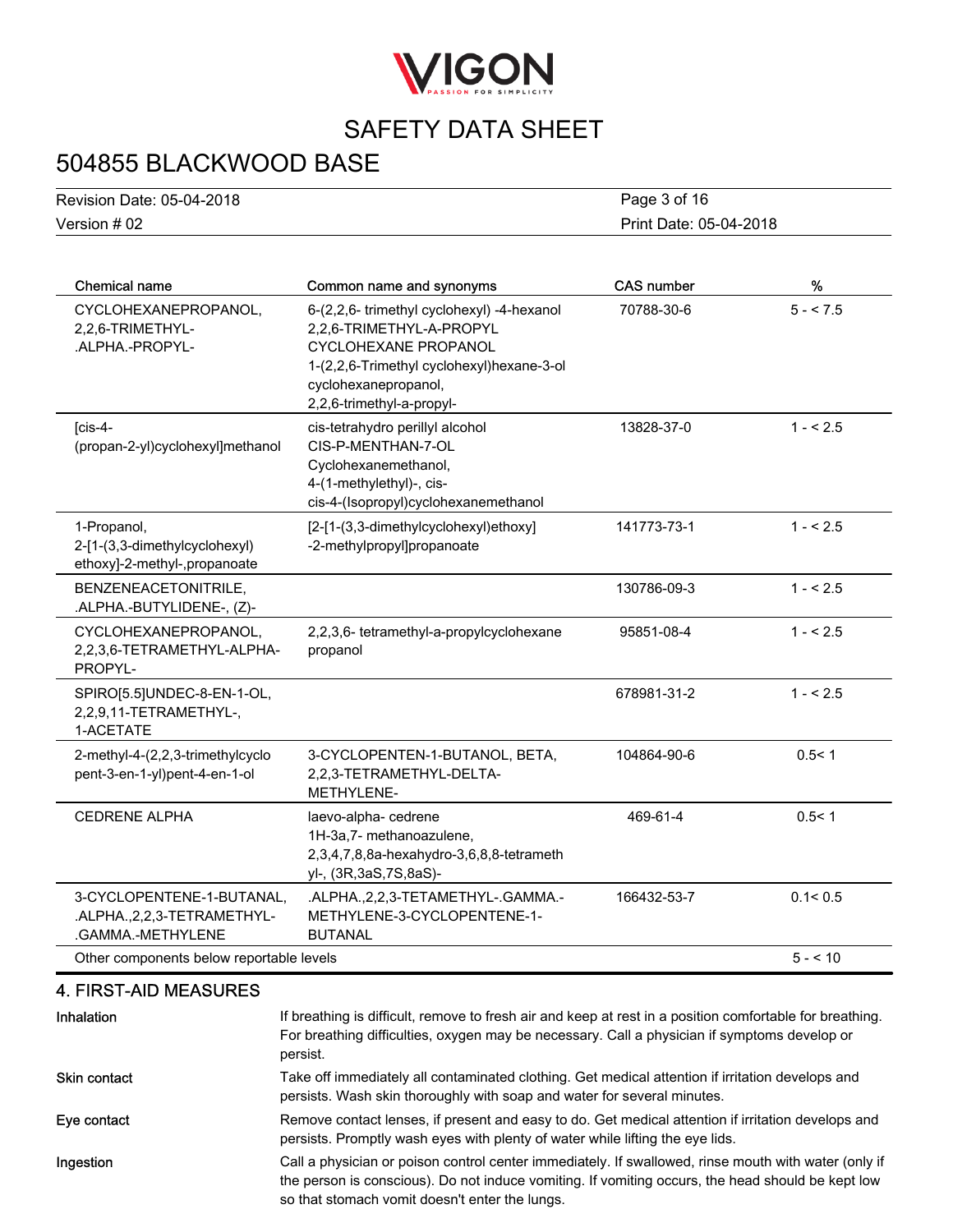| Chemical name | Common name and synonyms | CAS number | % |
| --- | --- | --- | --- |
| CYCLOHEXANEPROPANOL, 2,2,6-TRIMETHYL-.ALPHA.-PROPYL- | 6-(2,2,6- trimethyl cyclohexyl) -4-hexanol 2,2,6-TRIMETHYL-A-PROPYL CYCLOHEXANE PROPANOL 1-(2,2,6-Trimethyl cyclohexyl)hexane-3-ol cyclohexanepropanol, 2,2,6-trimethyl-a-propyl- | 70788-30-6 | 5 - < 7.5 |
| [cis-4-(propan-2-yl)cyclohexyl]methanol | cis-tetrahydro perillyl alcohol CIS-P-MENTHAN-7-OL Cyclohexanemethanol, 4-(1-methylethyl)-, cis- cis-4-(Isopropyl)cyclohexanemethanol | 13828-37-0 | 1 - < 2.5 |
| 1-Propanol, 2-[1-(3,3-dimethylcyclohexyl) ethoxy]-2-methyl-,propanoate | [2-[1-(3,3-dimethylcyclohexyl)ethoxy] -2-methylpropyl]propanoate | 141773-73-1 | 1 - < 2.5 |
| BENZENEACETONITRILE, .ALPHA.-BUTYLIDENE-, (Z)- | | 130786-09-3 | 1 - < 2.5 |
| CYCLOHEXANEPROPANOL, 2,2,3,6-TETRAMETHYL-ALPHA-PROPYL- | 2,2,3,6- tetramethyl-a-propylcyclohexane propanol | 95851-08-4 | 1 - < 2.5 |
| SPIRO[5.5]UNDEC-8-EN-1-OL, 2,2,9,11-TETRAMETHYL-, 1-ACETATE | | 678981-31-2 | 1 - < 2.5 |
| 2-methyl-4-(2,2,3-trimethylcyclo pent-3-en-1-yl)pent-4-en-1-ol | 3-CYCLOPENTEN-1-BUTANOL, BETA, 2,2,3-TETRAMETHYL-DELTA-METHYLENE- | 104864-90-6 | 0.5< 1 |
| CEDRENE ALPHA | laevo-alpha- cedrene 1H-3a,7- methanoazulene, 2,3,4,7,8,8a-hexahydro-3,6,8,8-tetramethyl-, (3R,3aS,7S,8aS)- | 469-61-4 | 0.5< 1 |
| 3-CYCLOPENTENE-1-BUTANAL, .ALPHA.,2,2,3-TETRAMETHYL-.GAMMA.-METHYLENE | .ALPHA.,2,2,3-TETAMETHYL-.GAMMA.-METHYLENE-3-CYCLOPENTENE-1-BUTANAL | 166432-53-7 | 0.1< 0.5 |
| Other components below reportable levels | | | 5 - < 10 |

## 4. FIRST-AID MEASURES

**Inhalation**
If breathing is difficult, remove to fresh air and keep at rest in a position comfortable for breathing. For breathing difficulties, oxygen may be necessary. Call a physician if symptoms develop or persist.

**Skin contact**
Take off immediately all contaminated clothing. Get medical attention if irritation develops and persists. Wash skin thoroughly with soap and water for several minutes.

**Eye contact**
Remove contact lenses, if present and easy to do. Get medical attention if irritation develops and persists. Promptly wash eyes with plenty of water while lifting the eye lids.

**Ingestion**
Call a physician or poison control center immediately. If swallowed, rinse mouth with water (only if the person is conscious). Do not induce vomiting. If vomiting occurs, the head should be kept low so that stomach vomit doesn't enter the lungs.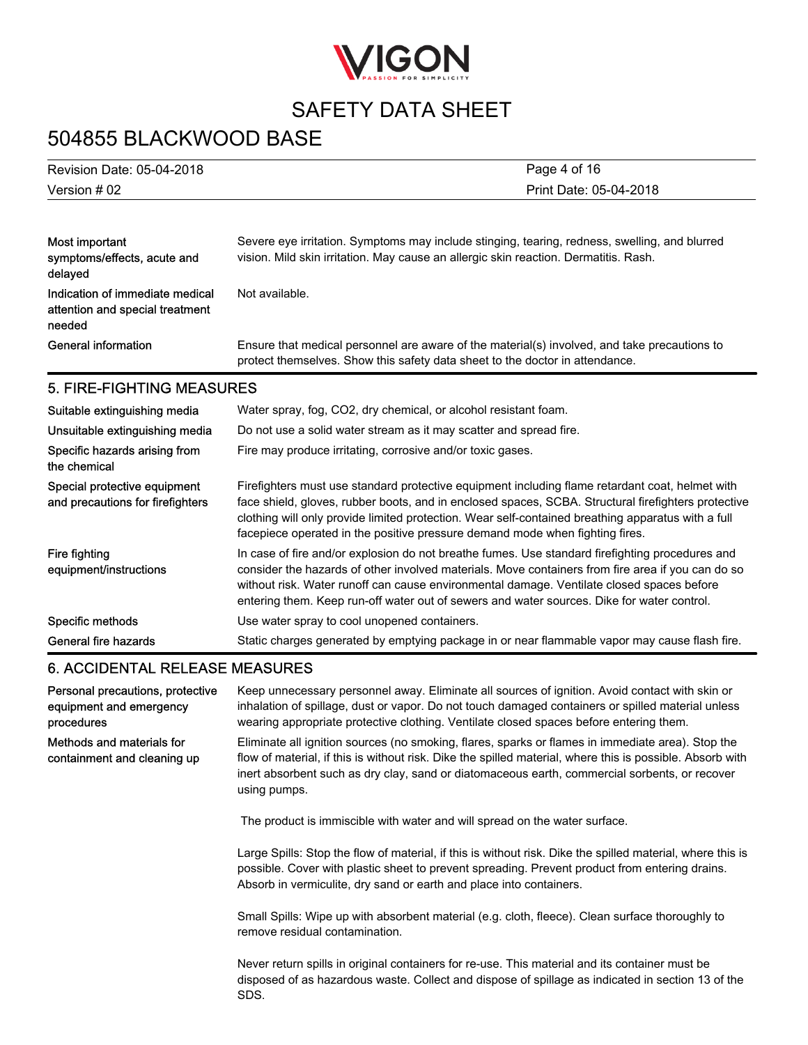| | |
|---|---|
| Most important symptoms/effects, acute and delayed | Severe eye irritation. Symptoms may include stinging, tearing, redness, swelling, and blurred vision. Mild skin irritation. May cause an allergic skin reaction. Dermatitis. Rash. |
| Indication of immediate medical attention and special treatment needed | Not available. |
| General information | Ensure that medical personnel are aware of the material(s) involved, and take precautions to protect themselves. Show this safety data sheet to the doctor in attendance. |

## 5. FIRE-FIGHTING MEASURES

| | |
|---|---|
| Suitable extinguishing media | Water spray, fog, $CO_2$, dry chemical, or alcohol resistant foam. |
| Unsuitable extinguishing media | Do not use a solid water stream as it may scatter and spread fire. |
| Specific hazards arising from the chemical | Fire may produce irritating, corrosive and/or toxic gases. |
| Special protective equipment and precautions for firefighters | Firefighters must use standard protective equipment including flame retardant coat, helmet with face shield, gloves, rubber boots, and in enclosed spaces, SCBA. Structural firefighters protective clothing will only provide limited protection. Wear self-contained breathing apparatus with a full facepiece operated in the positive pressure demand mode when fighting fires. |
| Fire fighting equipment/instructions | In case of fire and/or explosion do not breathe fumes. Use standard firefighting procedures and consider the hazards of other involved materials. Move containers from fire area if you can do so without risk. Water runoff can cause environmental damage. Ventilate closed spaces before entering them. Keep run-off water out of sewers and water sources. Dike for water control. |
| Specific methods | Use water spray to cool unopened containers. |
| General fire hazards | Static charges generated by emptying package in or near flammable vapor may cause flash fire. |

## 6. ACCIDENTAL RELEASE MEASURES

**Personal precautions, protective equipment and emergency procedures**

Keep unnecessary personnel away. Eliminate all sources of ignition. Avoid contact with skin or inhalation of spillage, dust or vapor. Do not touch damaged containers or spilled material unless wearing appropriate protective clothing. Ventilate closed spaces before entering them.

**Methods and materials for containment and cleaning up**

Eliminate all ignition sources (no smoking, flares, sparks or flames in immediate area). Stop the flow of material, if this is without risk. Dike the spilled material, where this is possible. Absorb with inert absorbent such as dry clay, sand or diatomaceous earth, commercial sorbents, or recover using pumps.

The product is immiscible with water and will spread on the water surface.

Large Spills: Stop the flow of material, if this is without risk. Dike the spilled material, where this is possible. Cover with plastic sheet to prevent spreading. Prevent product from entering drains. Absorb in vermiculite, dry sand or earth and place into containers.

Small Spills: Wipe up with absorbent material (e.g. cloth, fleece). Clean surface thoroughly to remove residual contamination.

Never return spills in original containers for re-use. This material and its container must be disposed of as hazardous waste. Collect and dispose of spillage as indicated in section 13 of the SDS.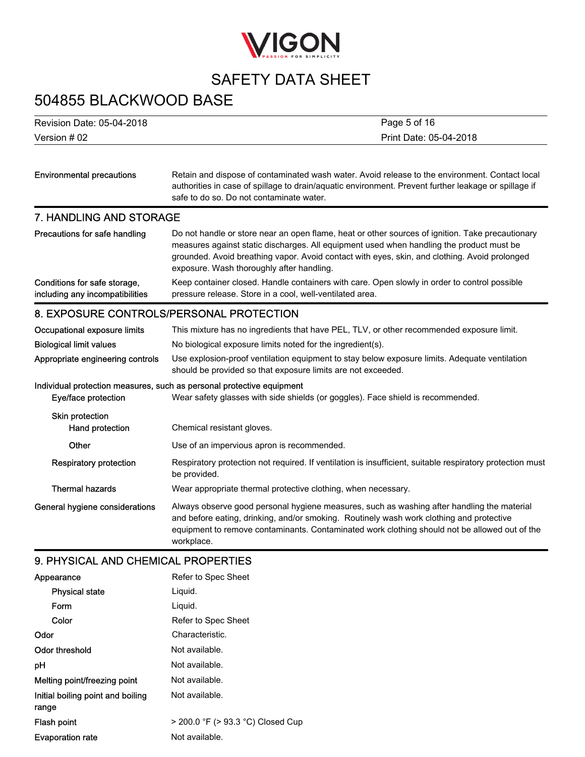| | |
|---|---|
| Environmental precautions | Retain and dispose of contaminated wash water. Avoid release to the environment. Contact local authorities in case of spillage to drain/aquatic environment. Prevent further leakage or spillage if safe to do so. Do not contaminate water. |

## 7. HANDLING AND STORAGE

| | |
|---|---|
| Precautions for safe handling | Do not handle or store near an open flame, heat or other sources of ignition. Take precautionary measures against static discharges. All equipment used when handling the product must be grounded. Avoid breathing vapor. Avoid contact with eyes, skin, and clothing. Avoid prolonged exposure. Wash thoroughly after handling. |
| Conditions for safe storage, including any incompatibilities | Keep container closed. Handle containers with care. Open slowly in order to control possible pressure release. Store in a cool, well-ventilated area. |

## 8. EXPOSURE CONTROLS/PERSONAL PROTECTION

| | |
|---|---|
| Occupational exposure limits | This mixture has no ingredients that have PEL, TLV, or other recommended exposure limit. |
| Biological limit values | No biological exposure limits noted for the ingredient(s). |
| Appropriate engineering controls | Use explosion-proof ventilation equipment to stay below exposure limits. Adequate ventilation should be provided so that exposure limits are not exceeded. |

**Individual protection measures, such as personal equipment**

| | |
|---|---|
| Eye/face protection | Wear safety glasses with side shields (or goggles). Face shield is recommended. |
| Skin protection | |
| Hand protection | Chemical resistant gloves. |
| Other | Use of an impervious apron is recommended. |
| Respiratory protection | Respiratory protection not required. If ventilation is insufficient, suitable respiratory protection must be provided. |
| Thermal hazards | Wear appropriate thermal protective clothing, when necessary. |
| General hygiene considerations | Always observe good personal hygiene measures, such as washing after handling the material and before eating, drinking, and/or smoking. Routinely wash work clothing and protective equipment to remove contaminants. Contaminated work clothing should not be allowed out of the workplace. |

## 9. PHYSICAL AND CHEMICAL PROPERTIES

| | |
|---|---|
| Appearance | Refer to Spec Sheet |
| Physical state | Liquid. |
| Form | Liquid. |
| Color | Refer to Spec Sheet |
| Odor | Characteristic. |
| Odor threshold | Not available. |
| pH | Not available. |
| Melting point/freezing point | Not available. |
| Initial boiling point and boiling range | Not available. |
| Flash point | > 200.0 °F (> 93.3 °C) Closed Cup |
| Evaporation rate | Not available. |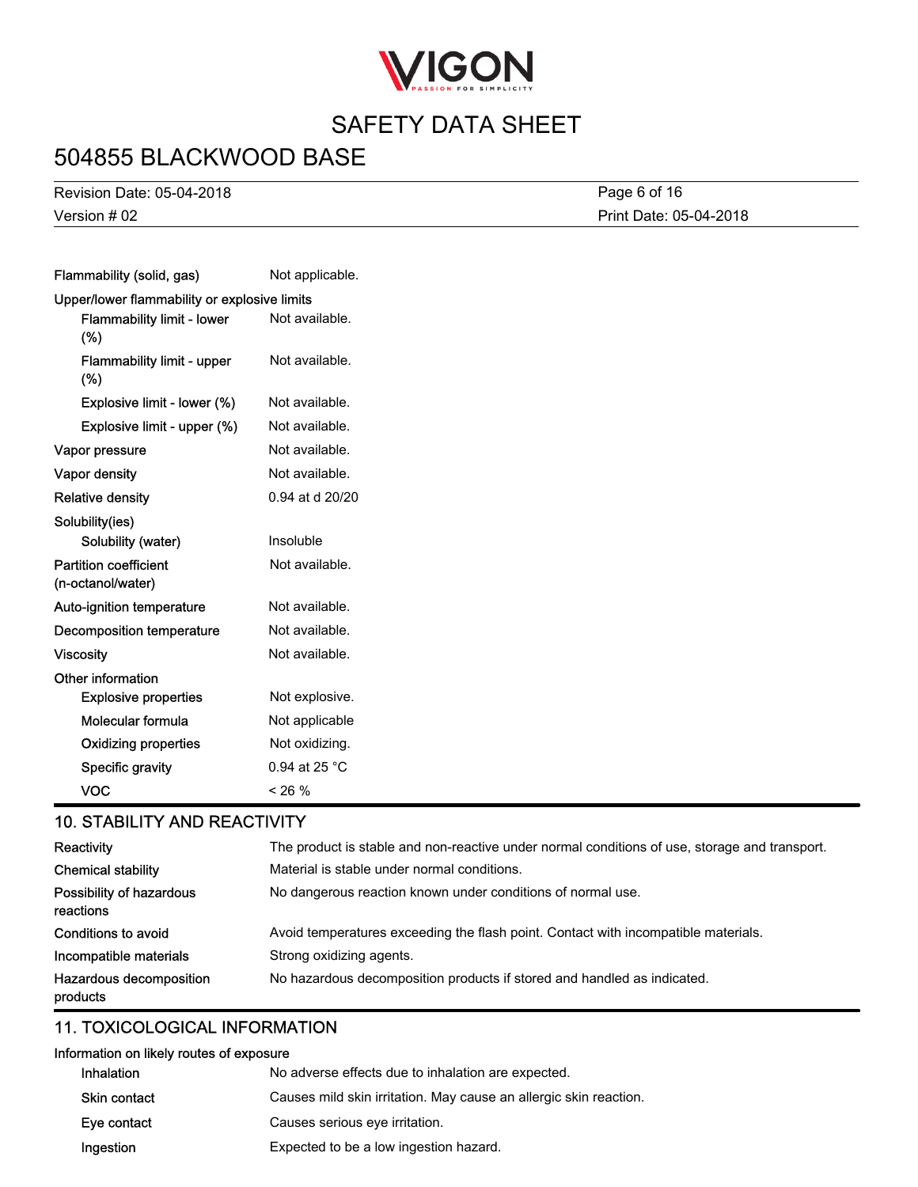| | |
|---|---|
| Flammability (solid, gas) | Not applicable. |
| **Upper/lower flammability or explosive limits** | |
| Flammability limit - lower (%) | Not available. |
| Flammability limit - upper (%) | Not available. |
| Explosive limit - lower (%) | Not available. |
| Explosive limit - upper (%) | Not available. |
| Vapor pressure | Not available. |
| Vapor density | Not available. |
| Relative density | 0.94 at d 20/20 |
| **Solubility(ies)** | |
| Solubility (water) | Insoluble |
| Partition coefficient (n-octanol/water) | Not available. |
| Auto-ignition temperature | Not available. |
| Decomposition temperature | Not available. |
| Viscosity | Not available. |
| **Other information** | |
| Explosive properties | Not explosive. |
| Molecular formula | Not applicable |
| Oxidizing properties | Not oxidizing. |
| Specific gravity | 0.94 at 25 °C |
| VOC | < 26 % |

## 10. STABILITY AND REACTIVITY

| | |
|---|---|
| Reactivity | The product is stable and non-reactive under normal conditions of use, storage and transport. |
| Chemical stability | Material is stable under normal conditions. |
| Possibility of hazardous reactions | No dangerous reaction known under conditions of normal use. |
| Conditions to avoid | Avoid temperatures exceeding the flash point. Contact with incompatible materials. |
| Incompatible materials | Strong oxidizing agents. |
| Hazardous decomposition products | No hazardous decomposition products if stored and handled as indicated. |

## 11. TOXICOLOGICAL INFORMATION

**Information on likely routes of exposure**

| | |
|---|---|
| Inhalation | No adverse effects due to inhalation are expected. |
| Skin contact | Causes mild skin irritation. May cause an allergic skin reaction. |
| Eye contact | Causes serious eye irritation. |
| Ingestion | Expected to be a low ingestion hazard. |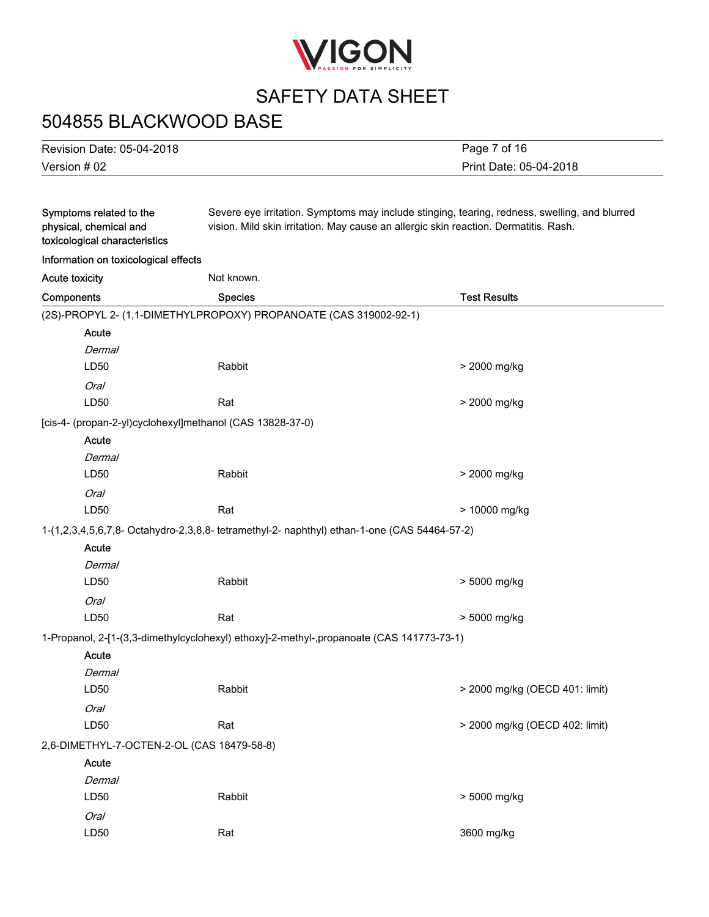| | |
|---|---|
| Symptoms related to the physical, chemical and toxicological characteristics | Severe eye irritation. Symptoms may include stinging, tearing, redness, swelling, and blurred vision. Mild skin irritation. May cause an allergic skin reaction. Dermatitis. Rash. |

**Information on toxicological effects**

| | |
|---|---|
| Acute toxicity | Not known. |

| Components | Species | Test Results |
|---|---|---|
| (2S)-PROPYL 2- (1,1-DIMETHYLPROPOXY) PROPANOATE (CAS 319002-92-1) | | |
| Acute | | |
| *Dermal* | | |
| LD50 | Rabbit | > 2000 mg/kg |
| *Oral* | | |
| LD50 | Rat | > 2000 mg/kg |
| [cis-4- (propan-2-yl)cyclohexyl]methanol (CAS 13828-37-0) | | |
| Acute | | |
| *Dermal* | | |
| LD50 | Rabbit | > 2000 mg/kg |
| *Oral* | | |
| LD50 | Rat | > 10000 mg/kg |
| 1-(1,2,3,4,5,6,7,8- Octahydro-2,3,8,8- tetramethyl-2- naphthyl) ethan-1-one (CAS 54464-57-2) | | |
| Acute | | |
| *Dermal* | | |
| LD50 | Rabbit | > 5000 mg/kg |
| *Oral* | | |
| LD50 | Rat | > 5000 mg/kg |
| 1-Propanol, 2-[1-(3,3-dimethylcyclohexyl) ethoxy]-2-methyl-,propanoate (CAS 141773-73-1) | | |
| Acute | | |
| *Dermal* | | |
| LD50 | Rabbit | > 2000 mg/kg (OECD 401: limit) |
| *Oral* | | |
| LD50 | Rat | > 2000 mg/kg (OECD 402: limit) |
| 2,6-DIMETHYL-7-OCTEN-2-OL (CAS 18479-58-8) | | |
| Acute | | |
| *Dermal* | | |
| LD50 | Rabbit | > 5000 mg/kg |
| *Oral* | | |
| LD50 | Rat | 3600 mg/kg |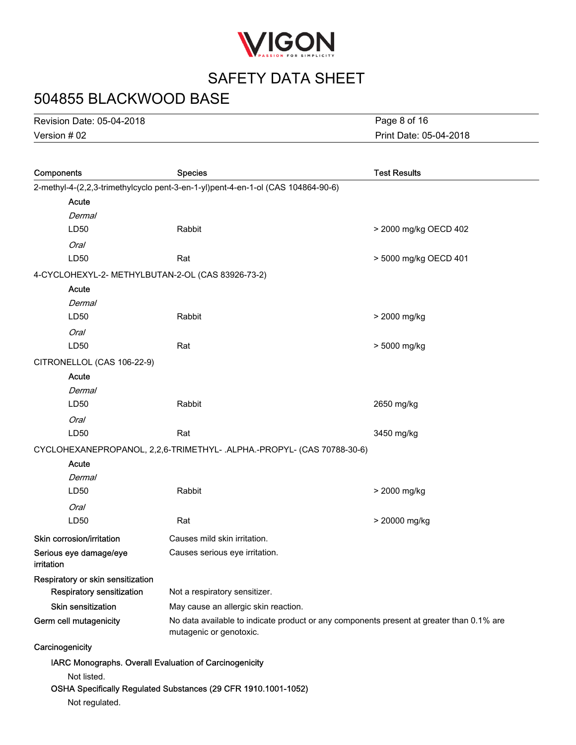| Components | Species | Test Results |
|---|---|---|
| 2-methyl-4-(2,2,3-trimethylcyclo pent-3-en-1-yl)pent-4-en-1-ol (CAS 104864-90-6) | | |
| **Acute** | | |
| *Dermal* | | |
| LD50 | Rabbit | > 2000 mg/kg OECD 402 |
| *Oral* | | |
| LD50 | Rat | > 5000 mg/kg OECD 401 |
| 4-CYCLOHEXYL-2- METHYLBUTAN-2-OL (CAS 83926-73-2) | | |
| **Acute** | | |
| *Dermal* | | |
| LD50 | Rabbit | > 2000 mg/kg |
| *Oral* | | |
| LD50 | Rat | > 5000 mg/kg |
| CITRONELLOL (CAS 106-22-9) | | |
| **Acute** | | |
| *Dermal* | | |
| LD50 | Rabbit | 2650 mg/kg |
| *Oral* | | |
| LD50 | Rat | 3450 mg/kg |
| CYCLOHEXANEPROPANOL, 2,2,6-TRIMETHYL- .ALPHA.-PROPYL- (CAS 70788-30-6) | | |
| **Acute** | | |
| *Dermal* | | |
| LD50 | Rabbit | > 2000 mg/kg |
| *Oral* | | |
| LD50 | Rat | > 20000 mg/kg |

**Skin corrosion/irritation** Causes mild skin irritation.

**Serious eye damage/eye irritation** Causes serious eye irritation.

**Respiratory or skin sensitization**

**Respiratory sensitization** Not a respiratory sensitizer.

**Skin sensitization** May cause an allergic skin reaction.

**Germ cell mutagenicity** No data available to indicate product or any components present at greater than 0.1% are mutagenic or genotoxic.

**Carcinogenicity**

**IARC Monographs. Overall Evaluation of Carcinogenicity**

Not listed.

**OSHA Specifically Regulated Substances (29 CFR 1910.1001-1052)**

Not regulated.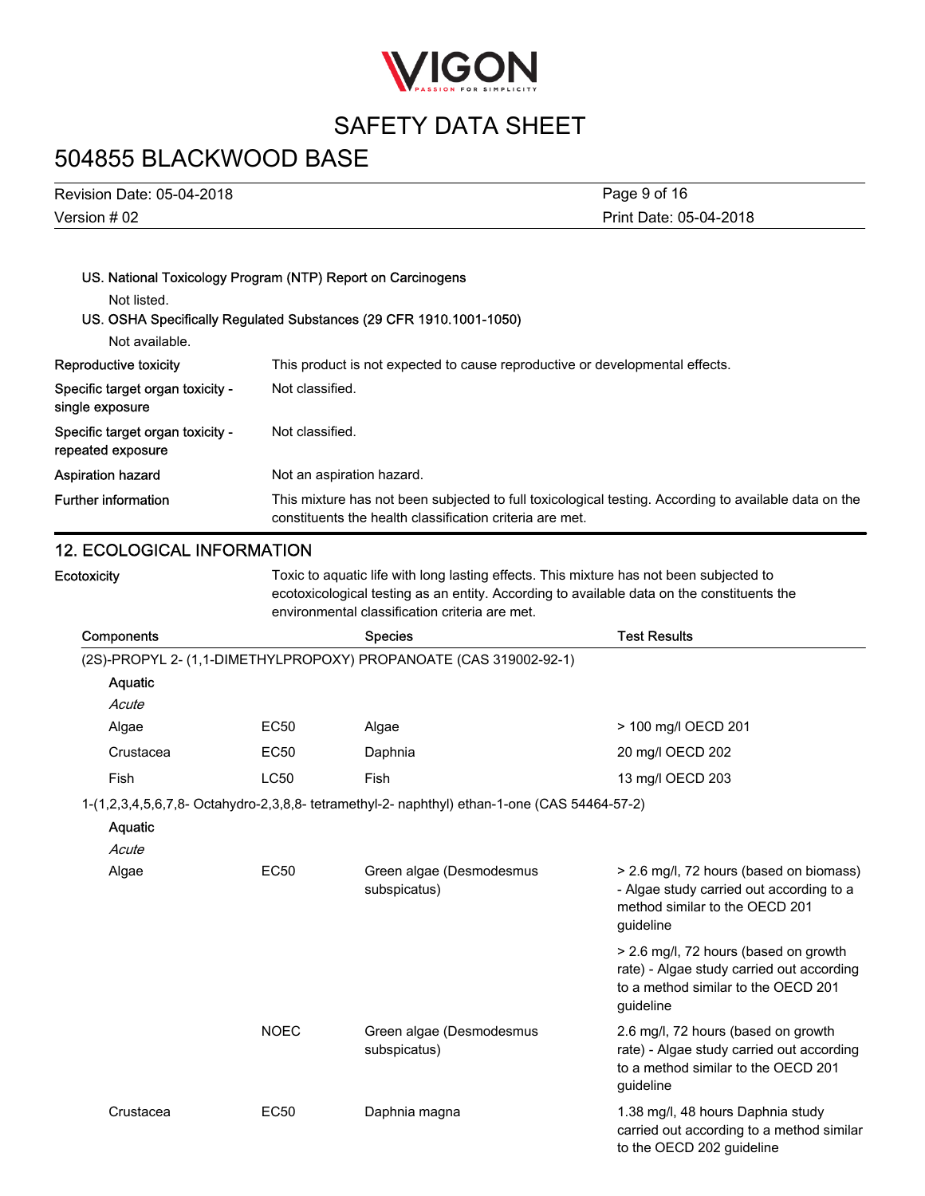US. National Toxicology Program (NTP) Report on Carcinogens

Not listed.

US. OSHA Specifically Regulated Substances (29 CFR 1910.1001-1050)

Not available.

**Reproductive toxicity** This product is not expected to cause reproductive or developmental effects.

**Specific target organ toxicity - single exposure** Not classified.

**Specific target organ toxicity - repeated exposure** Not classified.

**Aspiration hazard** Not an aspiration hazard.

**Further information** This mixture has not been subjected to full toxicological testing. According to available data on the constituents the health classification criteria are met.

## 12. ECOLOGICAL INFORMATION

**Ecotoxicity** Toxic to aquatic life with long lasting effects. This mixture has not been subjected to ecotoxicological testing as an entity. According to available data on the constituents the environmental classification criteria are met.

| Components | | Species | Test Results |
|---|---|---|---|
| (2S)-PROPYL 2- (1,1-DIMETHYLPROPOXY) PROPANOATE (CAS 319002-92-1) | | | |
| **Aquatic** | | | |
| *Acute* | | | |
| Algae | EC50 | Algae | > 100 mg/l OECD 201 |
| Crustacea | EC50 | Daphnia | 20 mg/l OECD 202 |
| Fish | LC50 | Fish | 13 mg/l OECD 203 |
| 1-(1,2,3,4,5,6,7,8- Octahydro-2,3,8,8- tetramethyl-2- naphthyl) ethan-1-one (CAS 54464-57-2) | | | |
| **Aquatic** | | | |
| *Acute* | | | |
| Algae | EC50 | Green algae (Desmodesmus subspicatus) | > 2.6 mg/l, 72 hours (based on biomass) - Algae study carried out according to a method similar to the OECD 201 guideline |
| | | | > 2.6 mg/l, 72 hours (based on growth rate) - Algae study carried out according to a method similar to the OECD 201 guideline |
| | NOEC | Green algae (Desmodesmus subspicatus) | 2.6 mg/l, 72 hours (based on growth rate) - Algae study carried out according to a method similar to the OECD 201 guideline |
| Crustacea | EC50 | Daphnia magna | 1.38 mg/l, 48 hours Daphnia study carried out according to a method similar to the OECD 202 guideline |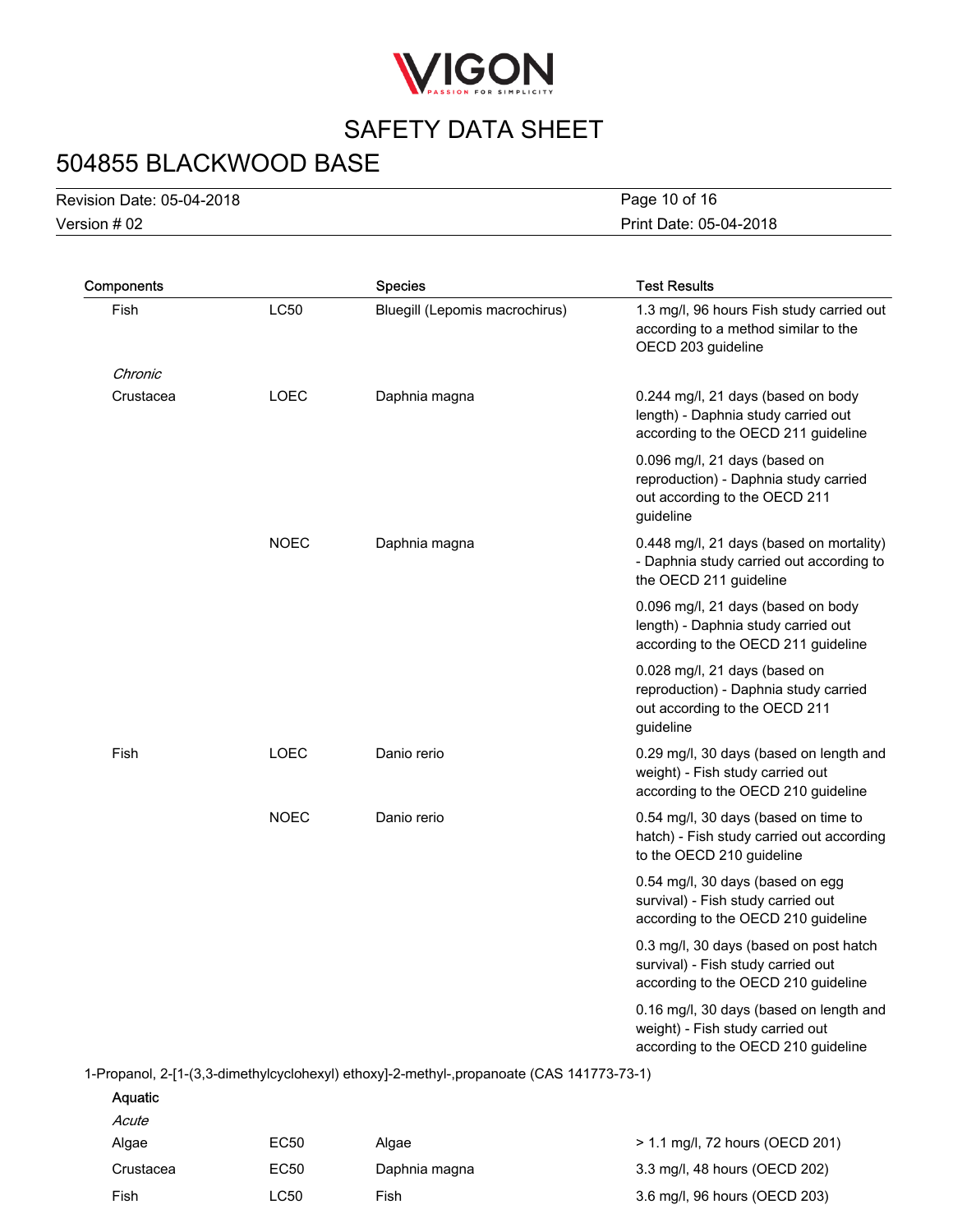| Components | | Species | Test Results |
|---|---|---|---|
| Fish | LC50 | Bluegill (Lepomis macrochirus) | 1.3 mg/l, 96 hours Fish study carried out according to a method similar to the OECD 203 guideline |
| *Chronic* | | | |
| Crustacea | LOEC | Daphnia magna | 0.244 mg/l, 21 days (based on body length) - Daphnia study carried out according to the OECD 211 guideline |
| | | | 0.096 mg/l, 21 days (based on reproduction) - Daphnia study carried out according to the OECD 211 guideline |
| | NOEC | Daphnia magna | 0.448 mg/l, 21 days (based on mortality) - Daphnia study carried out according to the OECD 211 guideline |
| | | | 0.096 mg/l, 21 days (based on body length) - Daphnia study carried out according to the OECD 211 guideline |
| | | | 0.028 mg/l, 21 days (based on reproduction) - Daphnia study carried out according to the OECD 211 guideline |
| Fish | LOEC | Danio rerio | 0.29 mg/l, 30 days (based on length and weight) - Fish study carried out according to the OECD 210 guideline |
| | NOEC | Danio rerio | 0.54 mg/l, 30 days (based on time to hatch) - Fish study carried out according to the OECD 210 guideline |
| | | | 0.54 mg/l, 30 days (based on egg survival) - Fish study carried out according to the OECD 210 guideline |
| | | | 0.3 mg/l, 30 days (based on post hatch survival) - Fish study carried out according to the OECD 210 guideline |
| | | | 0.16 mg/l, 30 days (based on length and weight) - Fish study carried out according to the OECD 210 guideline |

1-Propanol, 2-[1-(3,3-dimethylcyclohexyl) ethoxy]-2-methyl-,propanoate (CAS 141773-73-1)

| Components | | Species | Test Results |
|---|---|---|---|
| **Aquatic** | | | |
| *Acute* | | | |
| Algae | EC50 | Algae | > 1.1 mg/l, 72 hours (OECD 201) |
| Crustacea | EC50 | Daphnia magna | 3.3 mg/l, 48 hours (OECD 202) |
| Fish | LC50 | Fish | 3.6 mg/l, 96 hours (OECD 203) |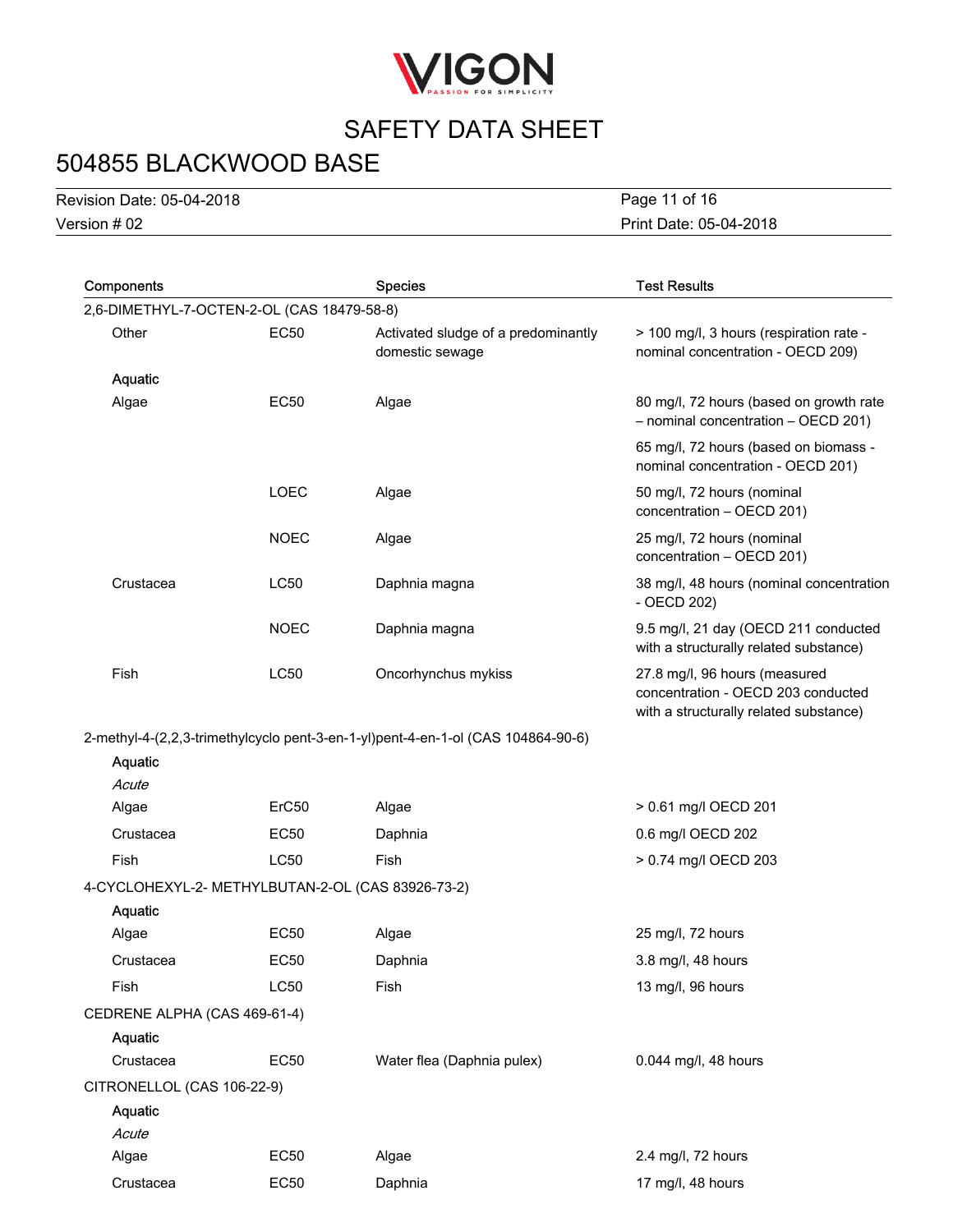| Components | | Species | Test Results |
|---|---|---|---|
| 2,6-DIMETHYL-7-OCTEN-2-OL (CAS 18479-58-8) | | | |
| Other | EC50 | Activated sludge of a predominantly domestic sewage | > 100 mg/l, 3 hours (respiration rate - nominal concentration - OECD 209) |
| Aquatic | | | |
| Algae | EC50 | Algae | 80 mg/l, 72 hours (based on growth rate – nominal concentration – OECD 201) |
| | | | 65 mg/l, 72 hours (based on biomass - nominal concentration - OECD 201) |
| | LOEC | Algae | 50 mg/l, 72 hours (nominal concentration – OECD 201) |
| | NOEC | Algae | 25 mg/l, 72 hours (nominal concentration – OECD 201) |
| Crustacea | LC50 | Daphnia magna | 38 mg/l, 48 hours (nominal concentration - OECD 202) |
| | NOEC | Daphnia magna | 9.5 mg/l, 21 day (OECD 211 conducted with a structurally related substance) |
| Fish | LC50 | Oncorhynchus mykiss | 27.8 mg/l, 96 hours (measured concentration - OECD 203 conducted with a structurally related substance) |
| 2-methyl-4-(2,2,3-trimethylcyclo pent-3-en-1-yl)pent-4-en-1-ol (CAS 104864-90-6) | | | |
| Aquatic | | | |
| *Acute* | | | |
| Algae | ErC50 | Algae | > 0.61 mg/l OECD 201 |
| Crustacea | EC50 | Daphnia | 0.6 mg/l OECD 202 |
| Fish | LC50 | Fish | > 0.74 mg/l OECD 203 |
| 4-CYCLOHEXYL-2- METHYLBUTAN-2-OL (CAS 83926-73-2) | | | |
| Aquatic | | | |
| Algae | EC50 | Algae | 25 mg/l, 72 hours |
| Crustacea | EC50 | Daphnia | 3.8 mg/l, 48 hours |
| Fish | LC50 | Fish | 13 mg/l, 96 hours |
| CEDRENE ALPHA (CAS 469-61-4) | | | |
| Aquatic | | | |
| Crustacea | EC50 | Water flea (Daphnia pulex) | 0.044 mg/l, 48 hours |
| CITRONELLOL (CAS 106-22-9) | | | |
| Aquatic | | | |
| *Acute* | | | |
| Algae | EC50 | Algae | 2.4 mg/l, 72 hours |
| Crustacea | EC50 | Daphnia | 17 mg/l, 48 hours |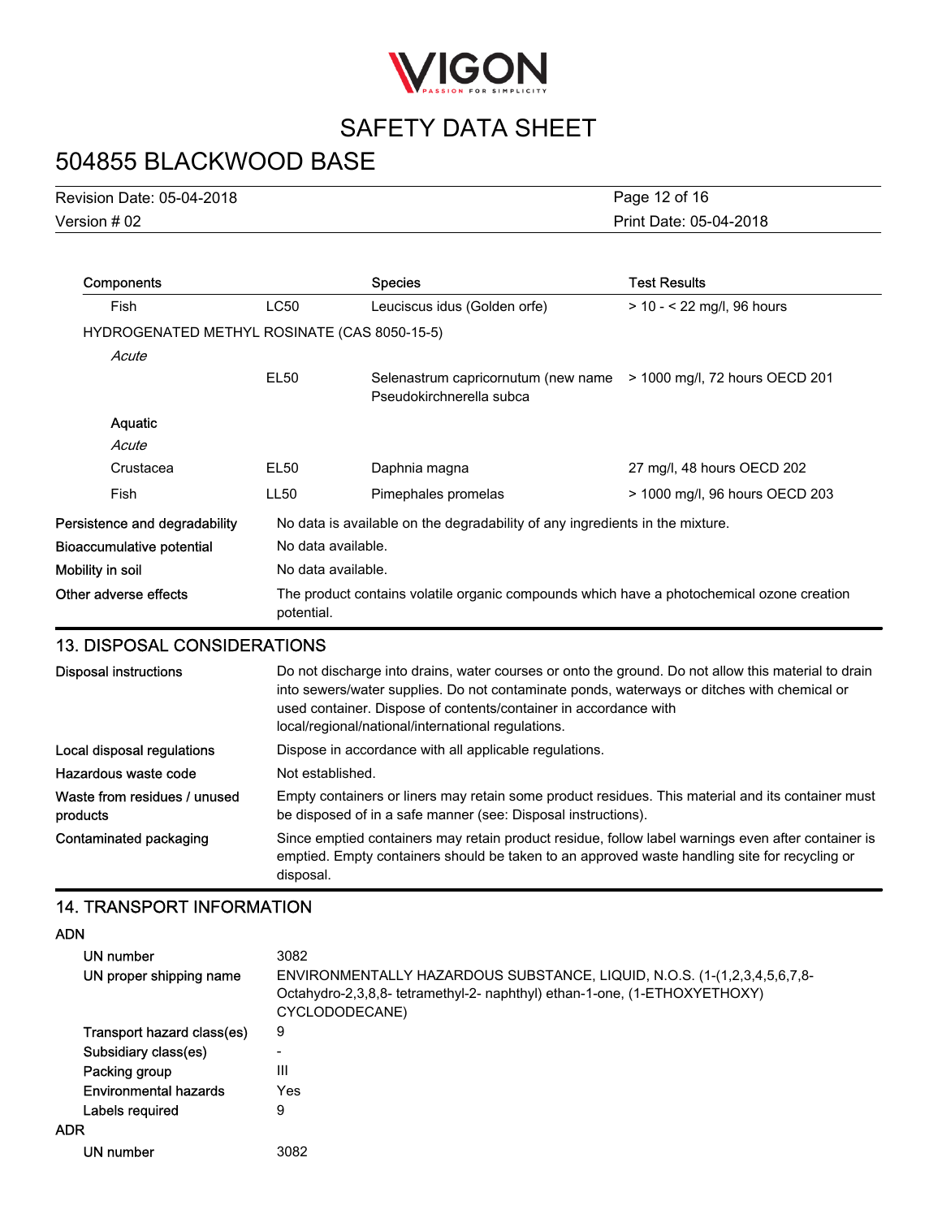| Components | | Species | Test Results |
|---|---|---|---|
| Fish | LC50 | Leuciscus idus (Golden orfe) | > 10 - < 22 mg/l, 96 hours |
| HYDROGENATED METHYL ROSINATE (CAS 8050-15-5) | | | |
| *Acute* | | | |
| | EL50 | Selenastrum capricornutum (new name Pseudokirchnerella subca | > 1000 mg/l, 72 hours OECD 201 |
| **Aquatic** | | | |
| *Acute* | | | |
| Crustacea | EL50 | Daphnia magna | 27 mg/l, 48 hours OECD 202 |
| Fish | LL50 | Pimephales promelas | > 1000 mg/l, 96 hours OECD 203 |

**Persistence and degradability** No data is available on the degradability of any ingredients in the mixture.

**Bioaccumulative potential** No data available.

**Mobility in soil** No data available.

**Other adverse effects** The product contains volatile organic compounds which have a photochemical ozone creation potential.

## 13. DISPOSAL CONSIDERATIONS

**Disposal instructions** Do not discharge into drains, water courses or onto the ground. Do not allow this material to drain into sewers/water supplies. Do not contaminate ponds, waterways or ditches with chemical or used container. Dispose of contents/container in accordance with local/regional/national/international regulations.

**Local disposal regulations** Dispose in accordance with all applicable regulations.

**Hazardous waste code** Not established.

**Waste from residues / unused products** Empty containers or liners may retain some product residues. This material and its container must be disposed of in a safe manner (see: Disposal instructions).

**Contaminated packaging** Since emptied containers may retain product residue, follow label warnings even after container is emptied. Empty containers should be taken to an approved waste handling site for recycling or disposal.

## 14. TRANSPORT INFORMATION

**ADN**

- **UN number** 3082
- **UN proper shipping name** ENVIRONMENTALLY HAZARDOUS SUBSTANCE, LIQUID, N.O.S. (1-(1,2,3,4,5,6,7,8-Octahydro-2,3,8,8- tetramethyl-2- naphthyl) ethan-1-one, (1-ETHOXYETHOXY) CYCLODODECANE)
- **Transport hazard class(es)** 9
- **Subsidiary class(es)** -
- **Packing group** III
- **Environmental hazards** Yes
- **Labels required** 9

**ADR**

- **UN number** 3082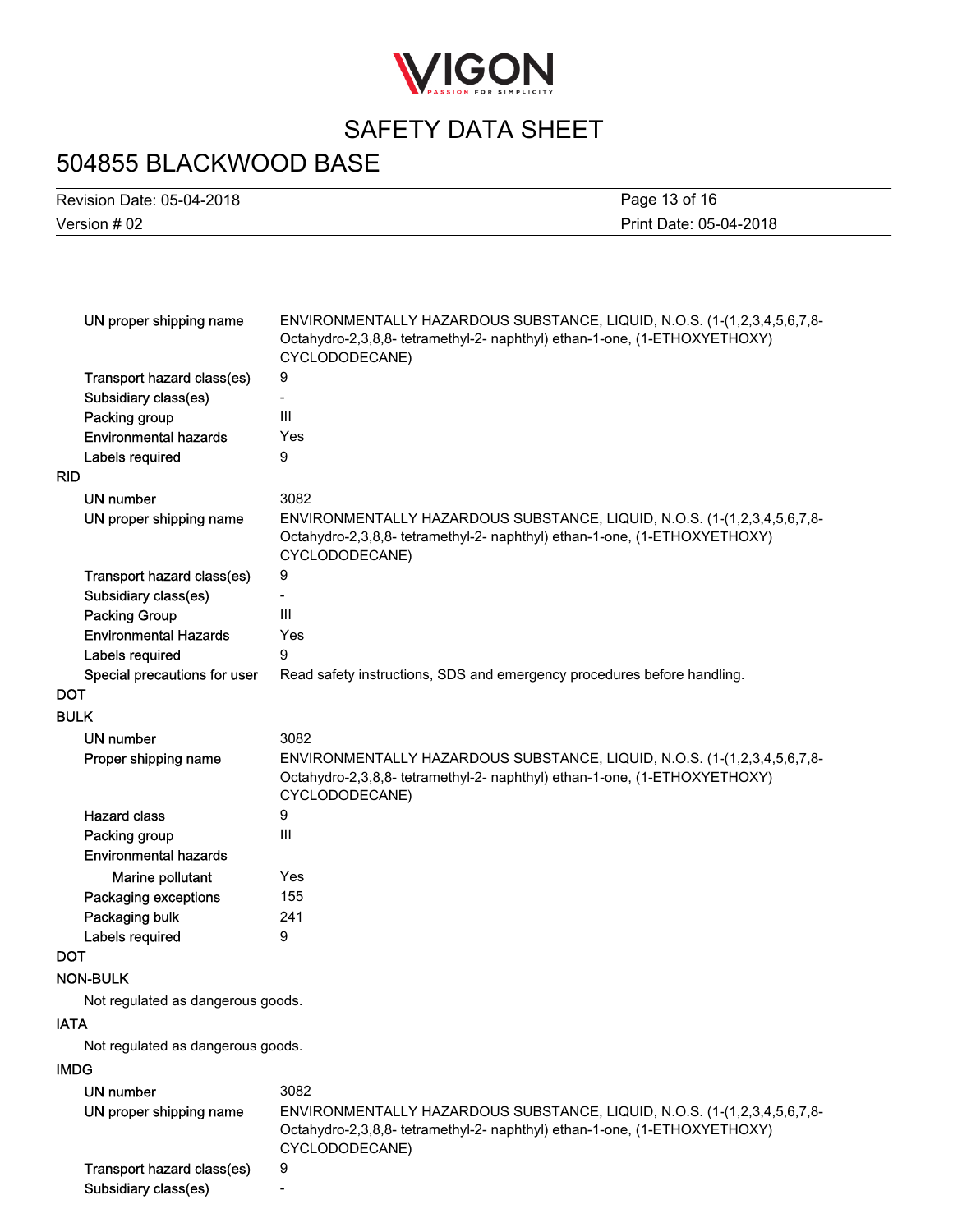| | |
|---|---|
| UN proper shipping name | ENVIRONMENTALLY HAZARDOUS SUBSTANCE, LIQUID, N.O.S. (1-(1,2,3,4,5,6,7,8-Octahydro-2,3,8,8- tetramethyl-2- naphthyl) ethan-1-one, (1-ETHOXYETHOXY) CYCLODODECANE) |
| Transport hazard class(es) | 9 |
| Subsidiary class(es) | - |
| Packing group | III |
| Environmental hazards | Yes |
| Labels required | 9 |

**RID**

| | |
|---|---|
| UN number | 3082 |
| UN proper shipping name | ENVIRONMENTALLY HAZARDOUS SUBSTANCE, LIQUID, N.O.S. (1-(1,2,3,4,5,6,7,8-Octahydro-2,3,8,8- tetramethyl-2- naphthyl) ethan-1-one, (1-ETHOXYETHOXY) CYCLODODECANE) |
| Transport hazard class(es) | 9 |
| Subsidiary class(es) | - |
| Packing Group | III |
| Environmental Hazards | Yes |
| Labels required | 9 |
| Special precautions for user | Read safety instructions, SDS and emergency procedures before handling. |

**DOT**

**BULK**

| | |
|---|---|
| UN number | 3082 |
| Proper shipping name | ENVIRONMENTALLY HAZARDOUS SUBSTANCE, LIQUID, N.O.S. (1-(1,2,3,4,5,6,7,8-Octahydro-2,3,8,8- tetramethyl-2- naphthyl) ethan-1-one, (1-ETHOXYETHOXY) CYCLODODECANE) |
| Hazard class | 9 |
| Packing group | III |
| Environmental hazards | |
| Marine pollutant | Yes |
| Packaging exceptions | 155 |
| Packaging bulk | 241 |
| Labels required | 9 |

**DOT**

**NON-BULK**

Not regulated as dangerous goods.

**IATA**

Not regulated as dangerous goods.

**IMDG**

| | |
|---|---|
| UN number | 3082 |
| UN proper shipping name | ENVIRONMENTALLY HAZARDOUS SUBSTANCE, LIQUID, N.O.S. (1-(1,2,3,4,5,6,7,8-Octahydro-2,3,8,8- tetramethyl-2- naphthyl) ethan-1-one, (1-ETHOXYETHOXY) CYCLODODECANE) |
| Transport hazard class(es) | 9 |
| Subsidiary class(es) | - |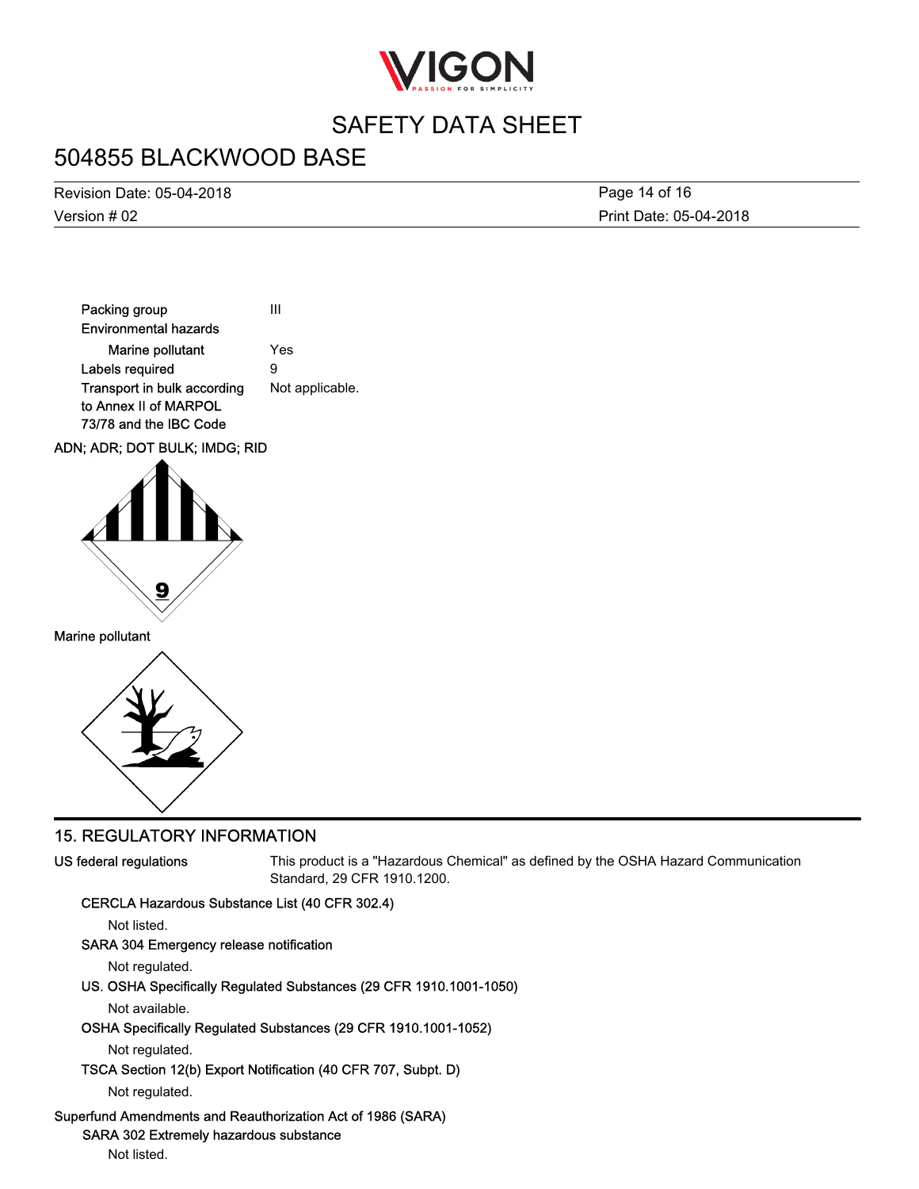| | |
|---|---|
| Packing group | III |
| Environmental hazards | |
| Marine pollutant | Yes |
| Labels required | 9 |
| Transport in bulk according to Annex II of MARPOL 73/78 and the IBC Code | Not applicable. |

**ADN; ADR; DOT BULK; IMDG; RID**

**Marine pollutant**

## 15. REGULATORY INFORMATION

**US federal regulations** This product is a "Hazardous Chemical" as defined by the OSHA Hazard Communication Standard, 29 CFR 1910.1200.

**CERCLA Hazardous Substance List (40 CFR 302.4)**

Not listed.

**SARA 304 Emergency release notification**

Not regulated.

**US. OSHA Specifically Regulated Substances (29 CFR 1910.1001-1050)**

Not available.

**OSHA Specifically Regulated Substances (29 CFR 1910.1001-1052)**

Not regulated.

**TSCA Section 12(b) Export Notification (40 CFR 707, Subpt. D)**

Not regulated.

**Superfund Amendments and Reauthorization Act of 1986 (SARA)**

**SARA 302 Extremely hazardous substance**

Not listed.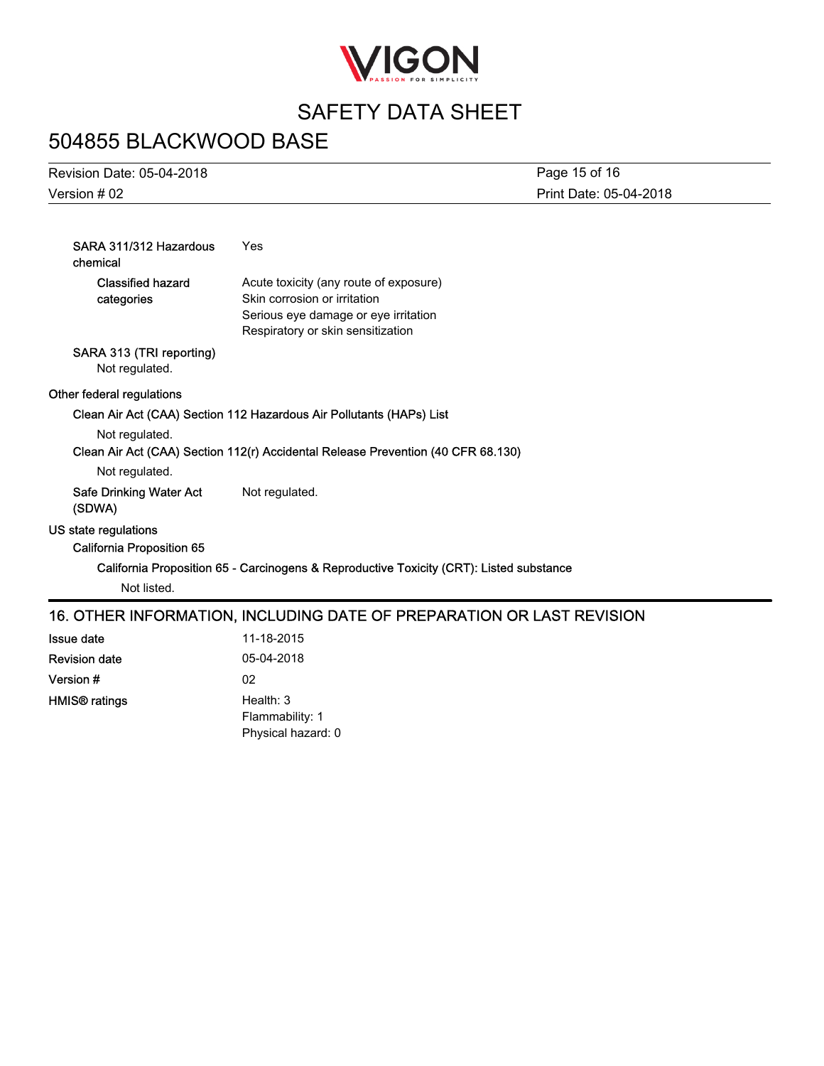**SARA 311/312 Hazardous chemical** Yes

**Classified hazard categories**
Acute toxicity (any route of exposure)
Skin corrosion or irritation
Serious eye damage or eye irritation
Respiratory or skin sensitization

**SARA 313 (TRI reporting)**
Not regulated.

**Other federal regulations**

**Clean Air Act (CAA) Section 112 Hazardous Air Pollutants (HAPs) List**
Not regulated.

**Clean Air Act (CAA) Section 112(r) Accidental Release Prevention (40 CFR 68.130)**
Not regulated.

**Safe Drinking Water Act (SDWA)** Not regulated.

**US state regulations**

**California Proposition 65**

**California Proposition 65 - Carcinogens & Reproductive Toxicity (CRT): Listed substance**
Not listed.

## 16. OTHER INFORMATION, INCLUDING DATE OF PREPARATION OR LAST REVISION

**Issue date** 11-18-2015

**Revision date** 05-04-2018

**Version #** 02

**HMIS® ratings**
Health: 3
Flammability: 1
Physical hazard: 0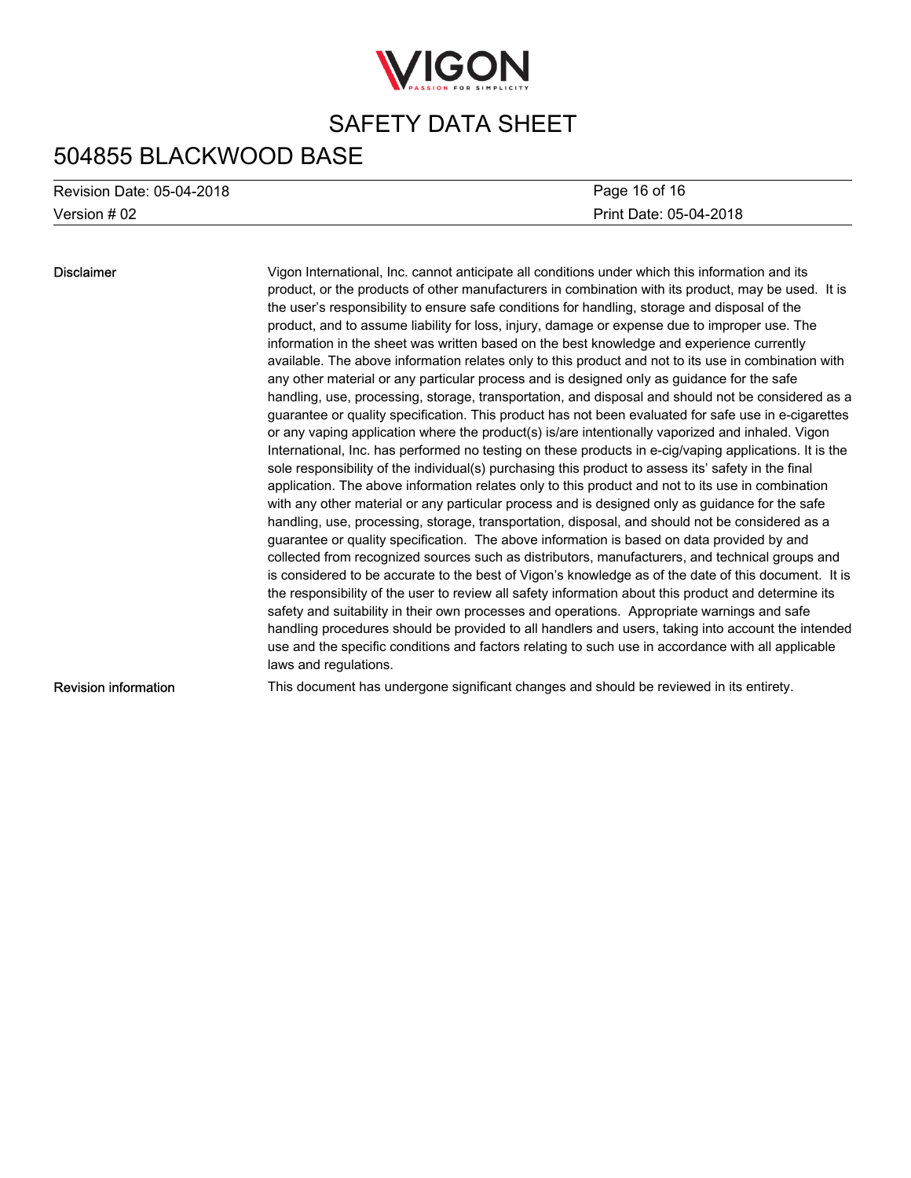**Disclaimer**

Vigon International, Inc. cannot anticipate all conditions under which this information and its product, or the products of other manufacturers in combination with its product, may be used. It is the user's responsibility to ensure safe conditions for handling, storage and disposal of the product, and to assume liability for loss, injury, damage or expense due to improper use. The information in the sheet was written based on the best knowledge and experience currently available. The above information relates only to this product and not to its use in combination with any other material or any particular process and is designed only as guidance for the safe handling, use, processing, storage, transportation, and disposal and should not be considered as a guarantee or quality specification. This product has not been evaluated for safe use in e-cigarettes or any vaping application where the product(s) is/are intentionally vaporized and inhaled. Vigon International, Inc. has performed no testing on these products in e-cig/vaping applications. It is the sole responsibility of the individual(s) purchasing this product to assess its' safety in the final application. The above information relates only to this product and not to its use in combination with any other material or any particular process and is designed only as guidance for the safe handling, use, processing, storage, transportation, disposal, and should not be considered as a guarantee or quality specification. The above information is based on data provided by and collected from recognized sources such as distributors, manufacturers, and technical groups and is considered to be accurate to the best of Vigon's knowledge as of the date of this document. It is the responsibility of the user to review all safety information about this product and determine its safety and suitability in their own processes and operations. Appropriate warnings and safe handling procedures should be provided to all handlers and users, taking into account the intended use and the specific conditions and factors relating to such use in accordance with all applicable laws and regulations.

**Revision information**

This document has undergone significant changes and should be reviewed in its entirety.